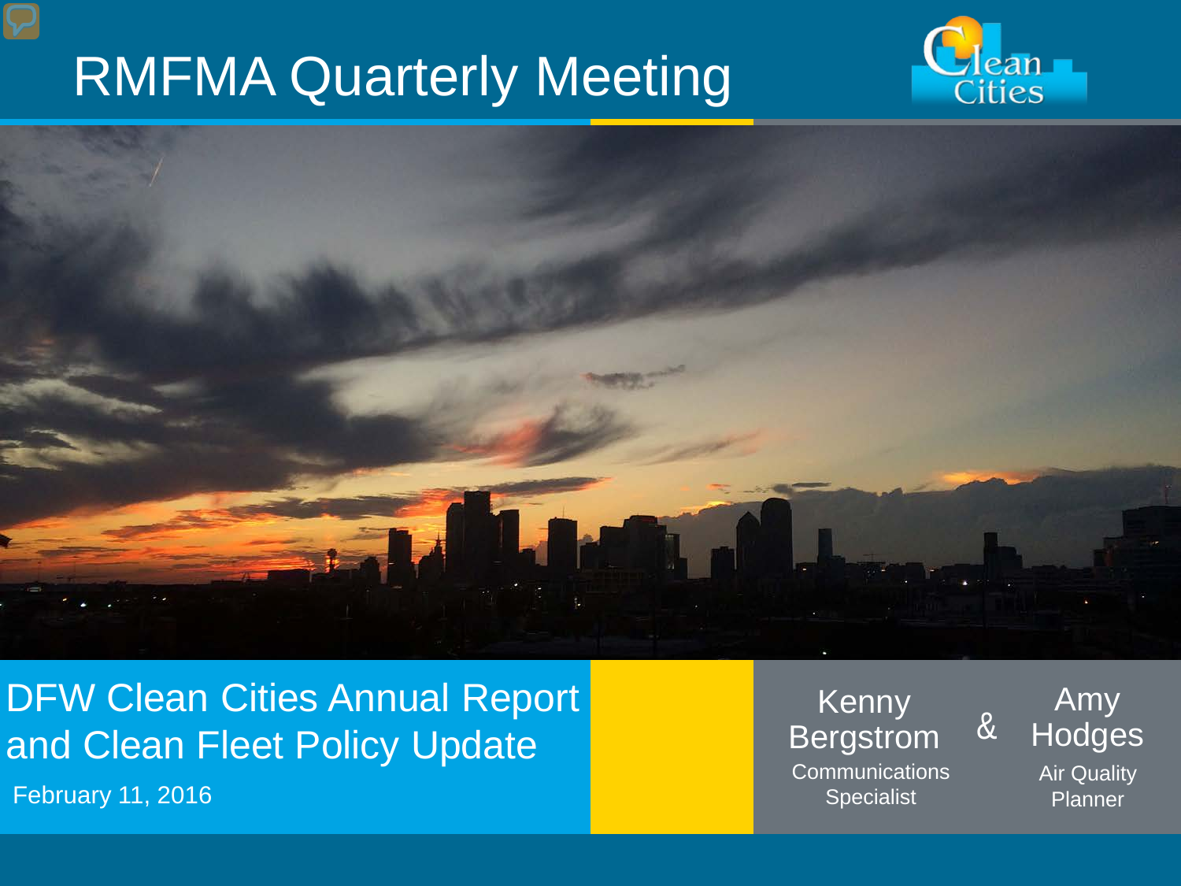# RMFMA Quarterly Meeting

## DFW Clean Cities Annual Report and Clean Fleet Policy Update

February 11, 2016

Kenny Bergstrom
Communications Specialist

&

Amy Hodges
Air Quality Planner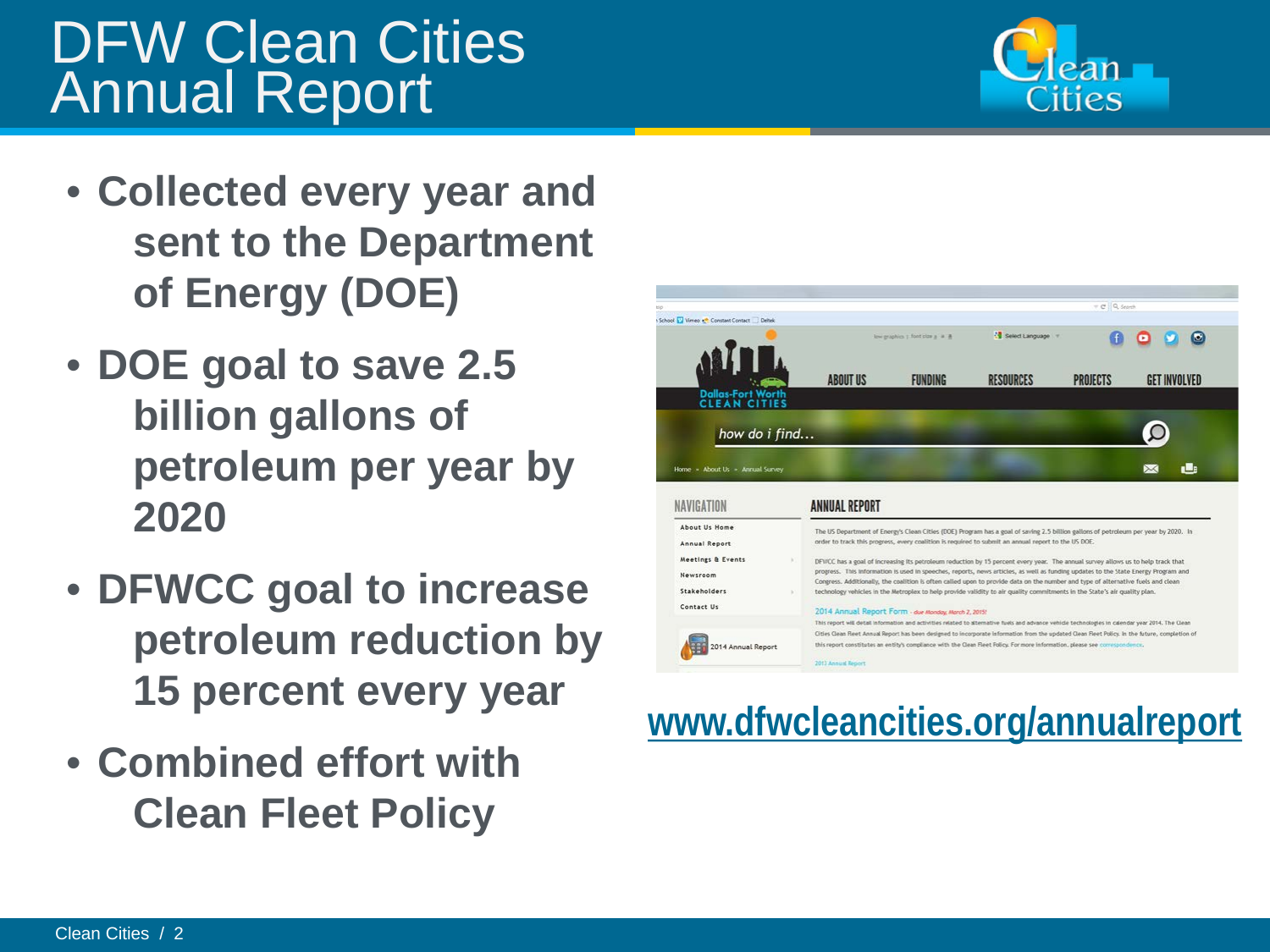# DFW Clean Cities Annual Report

- Collected every year and sent to the Department of Energy (DOE)
- DOE goal to save 2.5 billion gallons of petroleum per year by 2020
- DFWCC goal to increase petroleum reduction by 15 percent every year
- Combined effort with Clean Fleet Policy

www.dfwcleancities.org/annualreport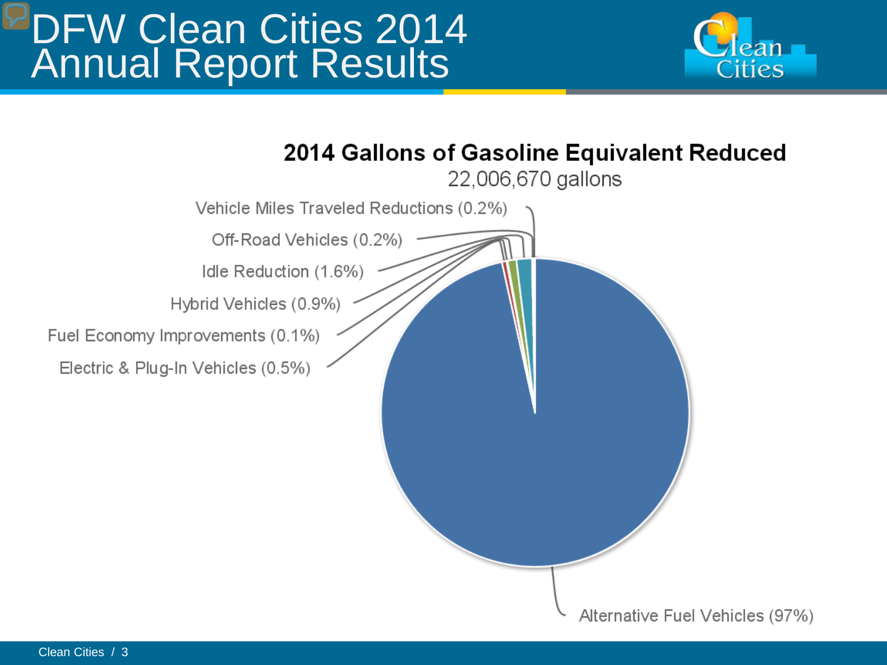# DFW Clean Cities 2014 Annual Report Results

**2014 Gallons of Gasoline Equivalent Reduced**

22,006,670 gallons

- Vehicle Miles Traveled Reductions (0.2%)
- Off-Road Vehicles (0.2%)
- Idle Reduction (1.6%)
- Hybrid Vehicles (0.9%)
- Fuel Economy Improvements (0.1%)
- Electric & Plug-In Vehicles (0.5%)
- Alternative Fuel Vehicles (97%)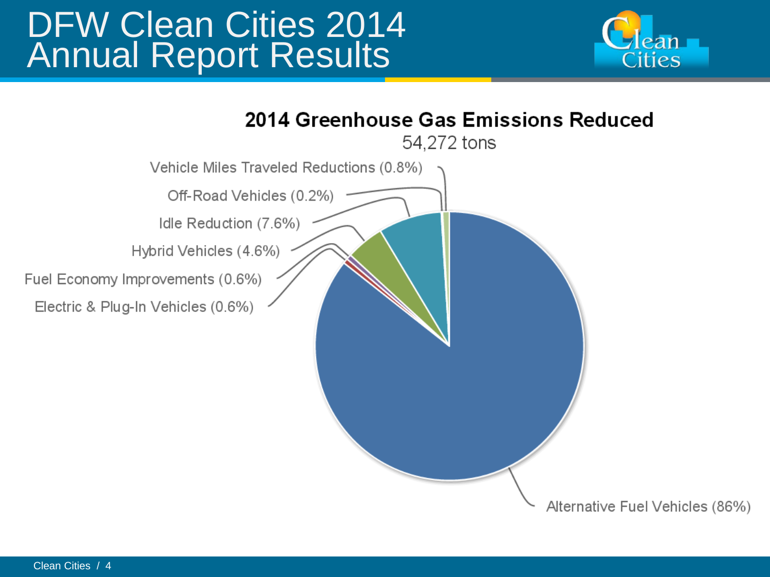# DFW Clean Cities 2014 Annual Report Results

**2014 Greenhouse Gas Emissions Reduced**

54,272 tons

- Vehicle Miles Traveled Reductions (0.8%)
- Off-Road Vehicles (0.2%)
- Idle Reduction (7.6%)
- Hybrid Vehicles (4.6%)
- Fuel Economy Improvements (0.6%)
- Electric & Plug-In Vehicles (0.6%)
- Alternative Fuel Vehicles (86%)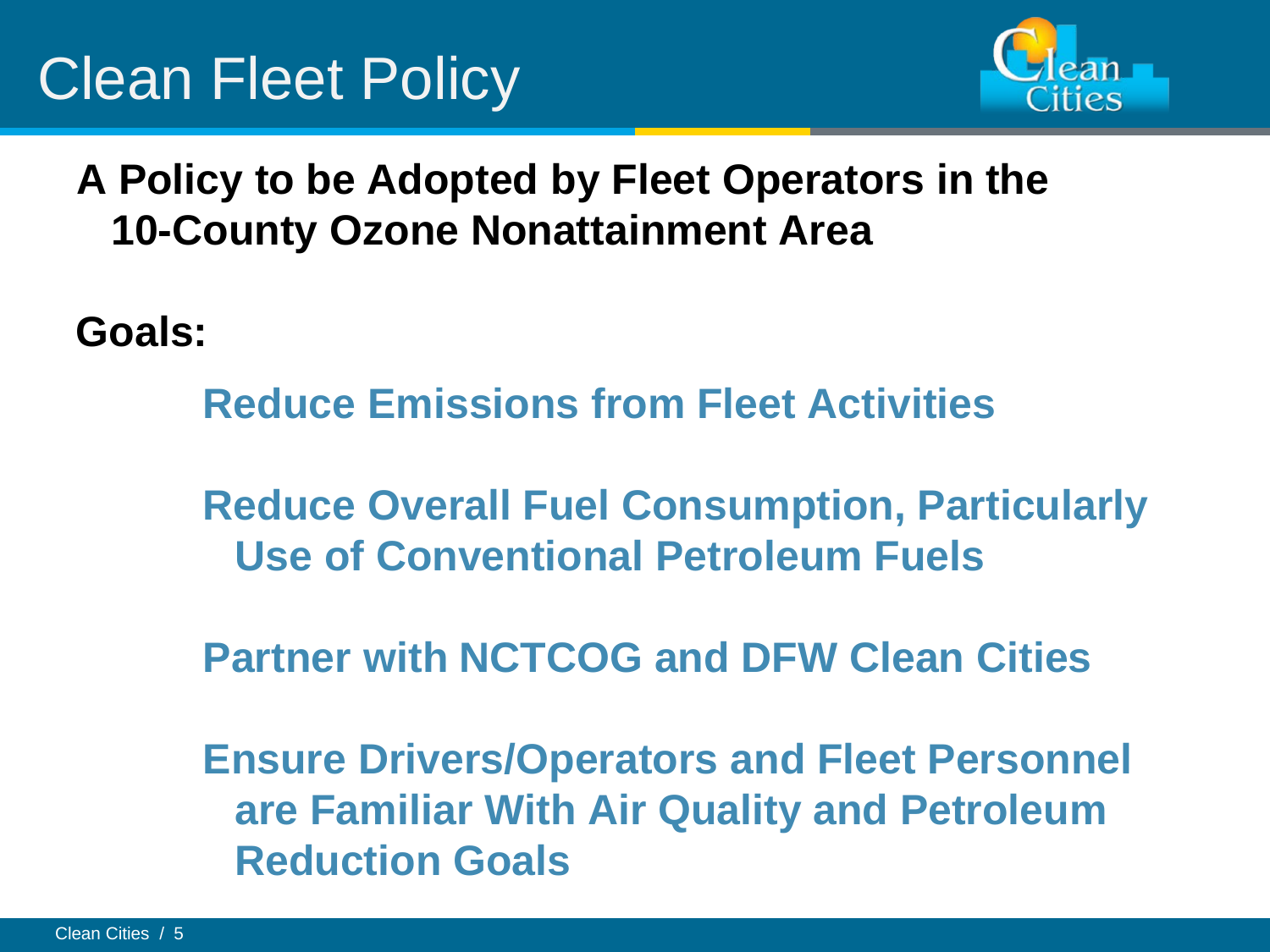# Clean Fleet Policy

**A Policy to be Adopted by Fleet Operators in the 10-County Ozone Nonattainment Area**

**Goals:**

- **Reduce Emissions from Fleet Activities**
- **Reduce Overall Fuel Consumption, Particularly Use of Conventional Petroleum Fuels**
- **Partner with NCTCOG and DFW Clean Cities**
- **Ensure Drivers/Operators and Fleet Personnel are Familiar With Air Quality and Petroleum Reduction Goals**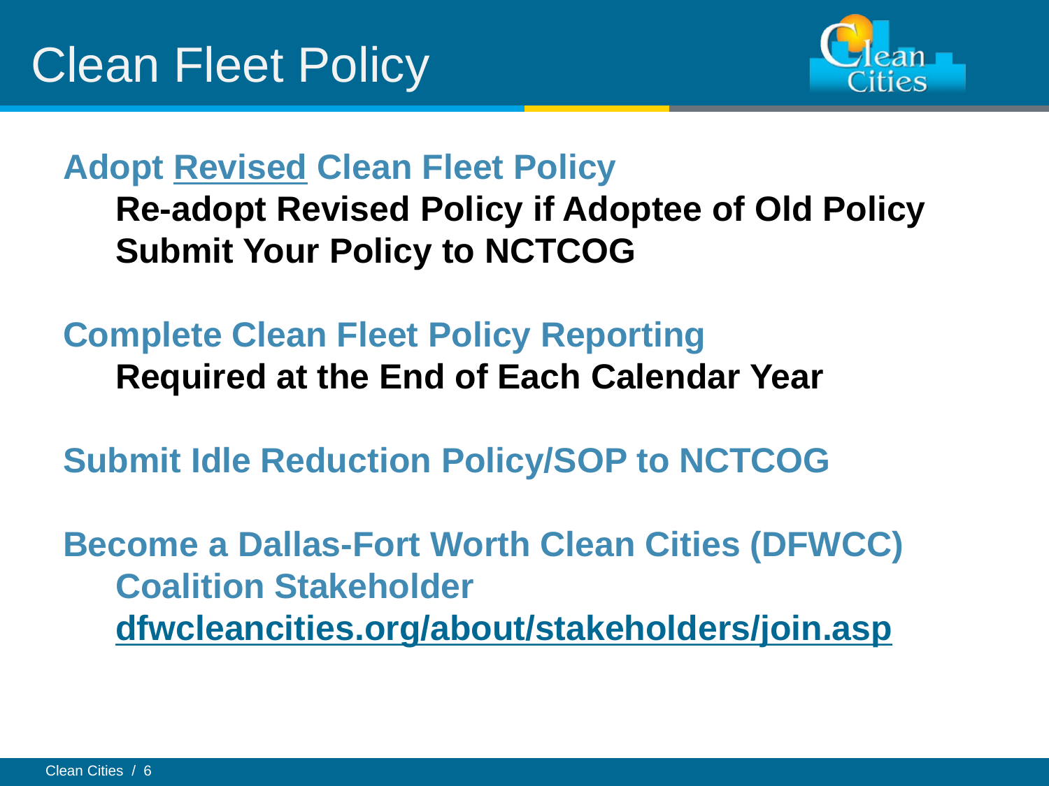# Clean Fleet Policy

**Adopt Revised Clean Fleet Policy**

- **Re-adopt Revised Policy if Adoptee of Old Policy**
- **Submit Your Policy to NCTCOG**

**Complete Clean Fleet Policy Reporting**

- **Required at the End of Each Calendar Year**

**Submit Idle Reduction Policy/SOP to NCTCOG**

**Become a Dallas-Fort Worth Clean Cities (DFWCC) Coalition Stakeholder**

**dfwcleancities.org/about/stakeholders/join.asp**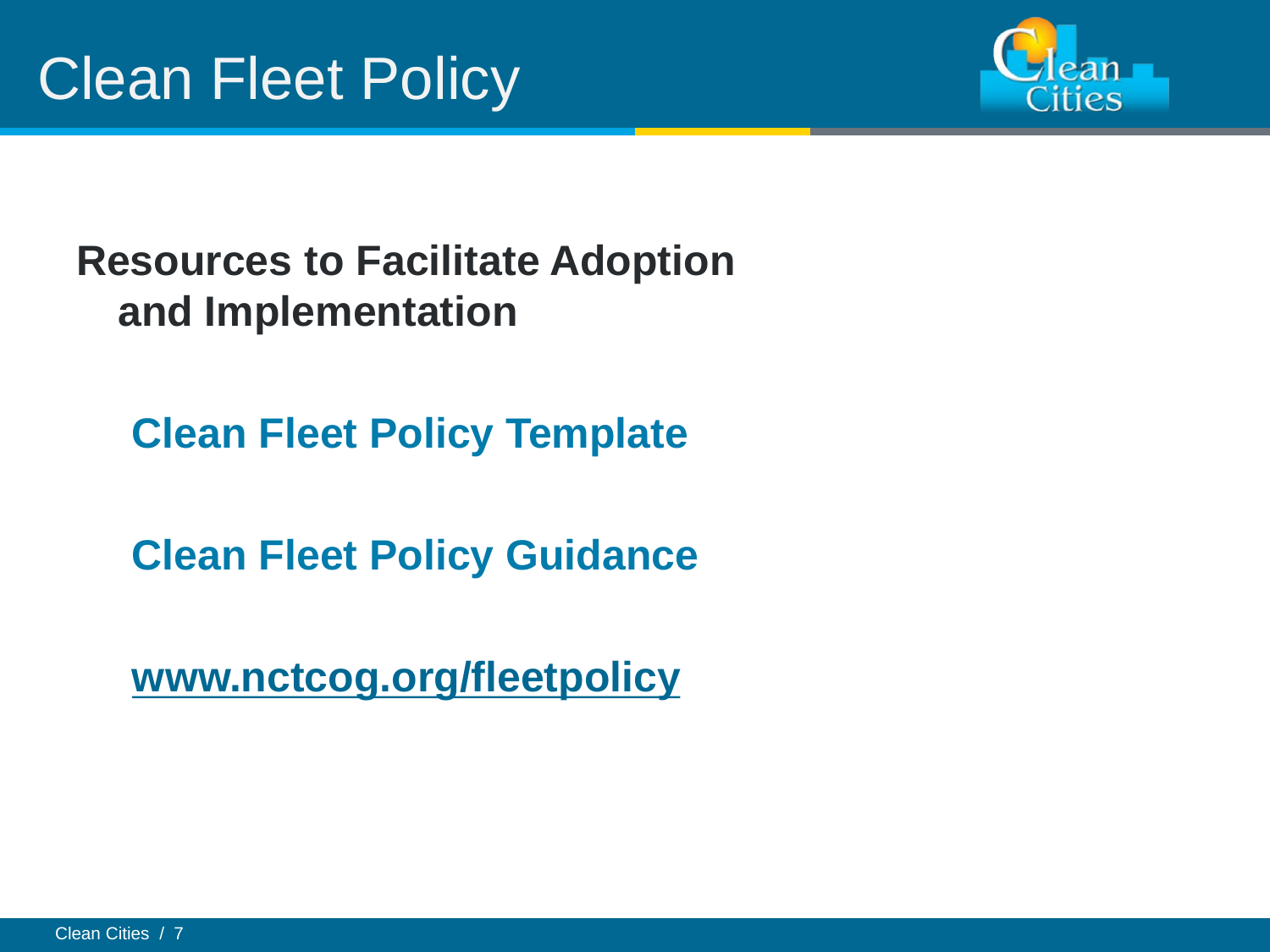# Clean Fleet Policy

**Resources to Facilitate Adoption and Implementation**

**Clean Fleet Policy Template**

**Clean Fleet Policy Guidance**

**www.nctcog.org/fleetpolicy**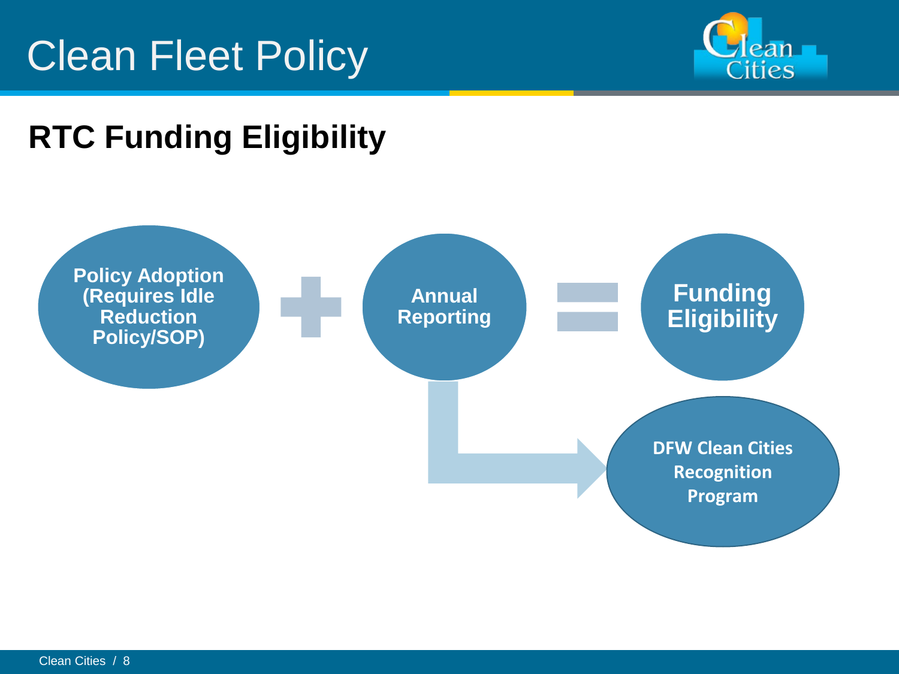# Clean Fleet Policy

## RTC Funding Eligibility

**Policy Adoption (Requires Idle Reduction Policy/SOP)** + **Annual Reporting** = **Funding Eligibility**

**Annual Reporting** → **DFW Clean Cities Recognition Program**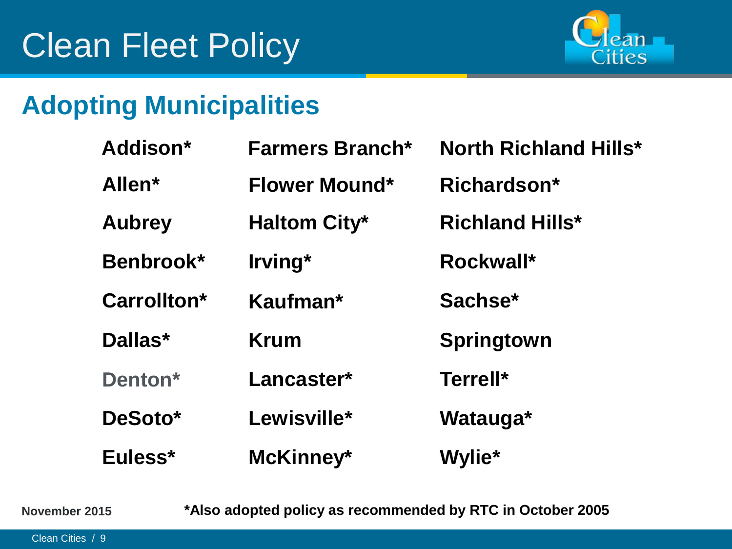# Clean Fleet Policy

## Adopting Municipalities

| | | |
|---|---|---|
| Addison* | Farmers Branch* | North Richland Hills* |
| Allen* | Flower Mound* | Richardson* |
| Aubrey | Haltom City* | Richland Hills* |
| Benbrook* | Irving* | Rockwall* |
| Carrollton* | Kaufman* | Sachse* |
| Dallas* | Krum | Springtown |
| Denton* | Lancaster* | Terrell* |
| DeSoto* | Lewisville* | Watauga* |
| Euless* | McKinney* | Wylie* |

November 2015

**\*Also adopted policy as recommended by RTC in October 2005**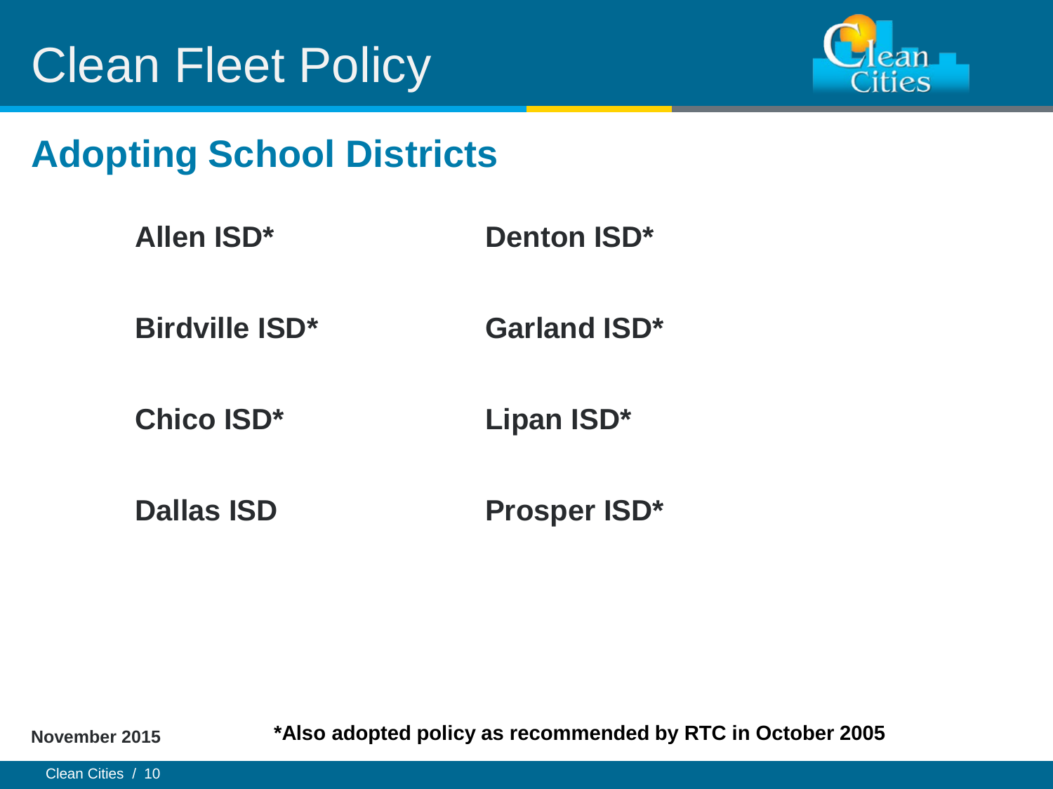# Clean Fleet Policy

## Adopting School Districts

| | |
|---|---|
| **Allen ISD*** | **Denton ISD*** |
| **Birdville ISD*** | **Garland ISD*** |
| **Chico ISD*** | **Lipan ISD*** |
| **Dallas ISD** | **Prosper ISD*** |

**November 2015**

***Also adopted policy as recommended by RTC in October 2005**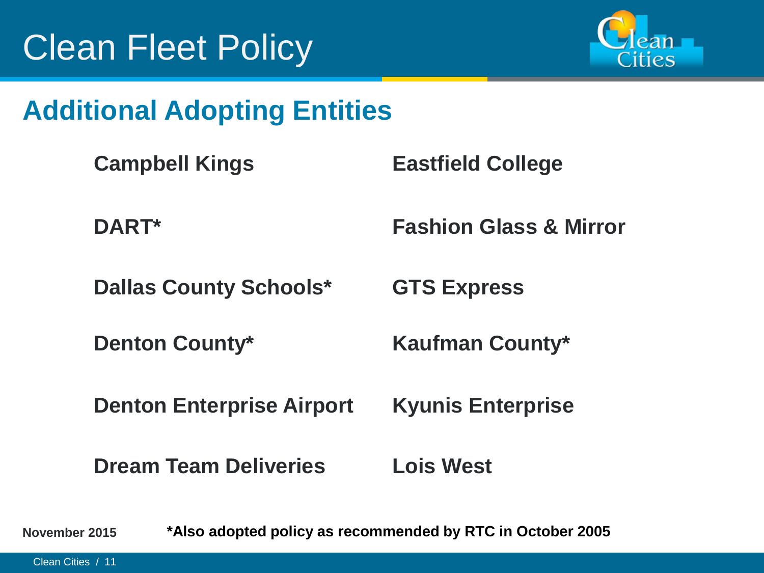# Clean Fleet Policy

## Additional Adopting Entities

- Campbell Kings
- DART*
- Dallas County Schools*
- Denton County*
- Denton Enterprise Airport
- Dream Team Deliveries
- Eastfield College
- Fashion Glass & Mirror
- GTS Express
- Kaufman County*
- Kyunis Enterprise
- Lois West

November 2015

*Also adopted policy as recommended by RTC in October 2005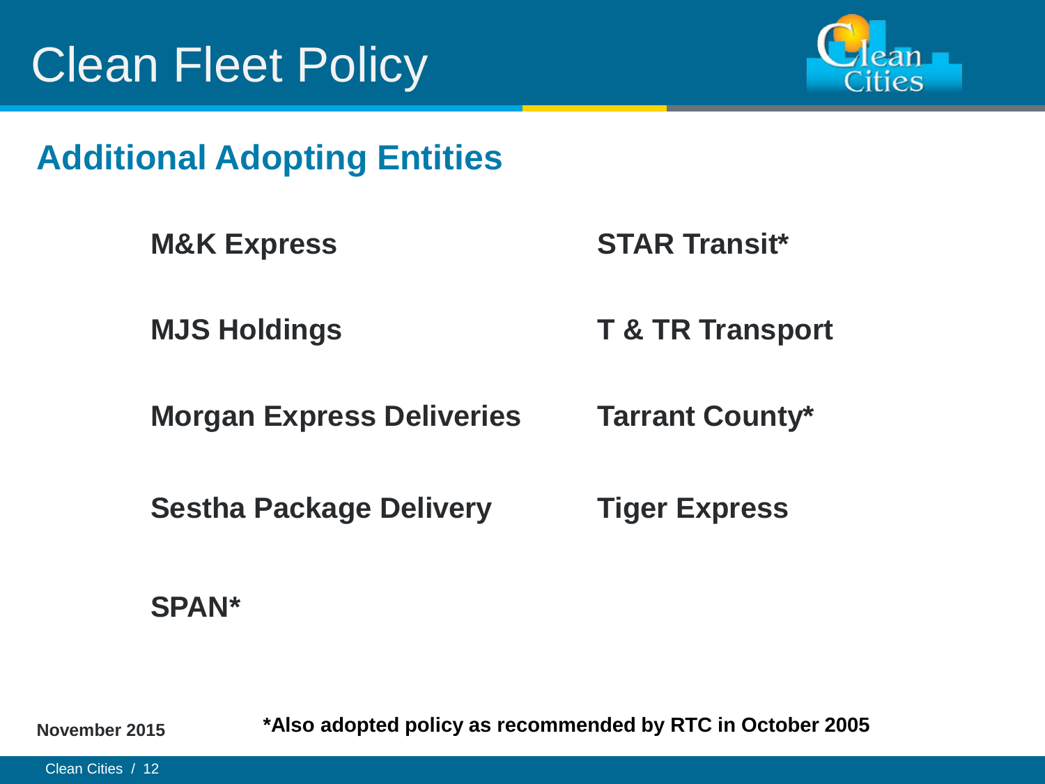# Clean Fleet Policy

## Additional Adopting Entities

**M&K Express**

**MJS Holdings**

**Morgan Express Deliveries**

**Sestha Package Delivery**

**SPAN***

**STAR Transit***

**T & TR Transport**

**Tarrant County***

**Tiger Express**

**November 2015**

***Also adopted policy as recommended by RTC in October 2005**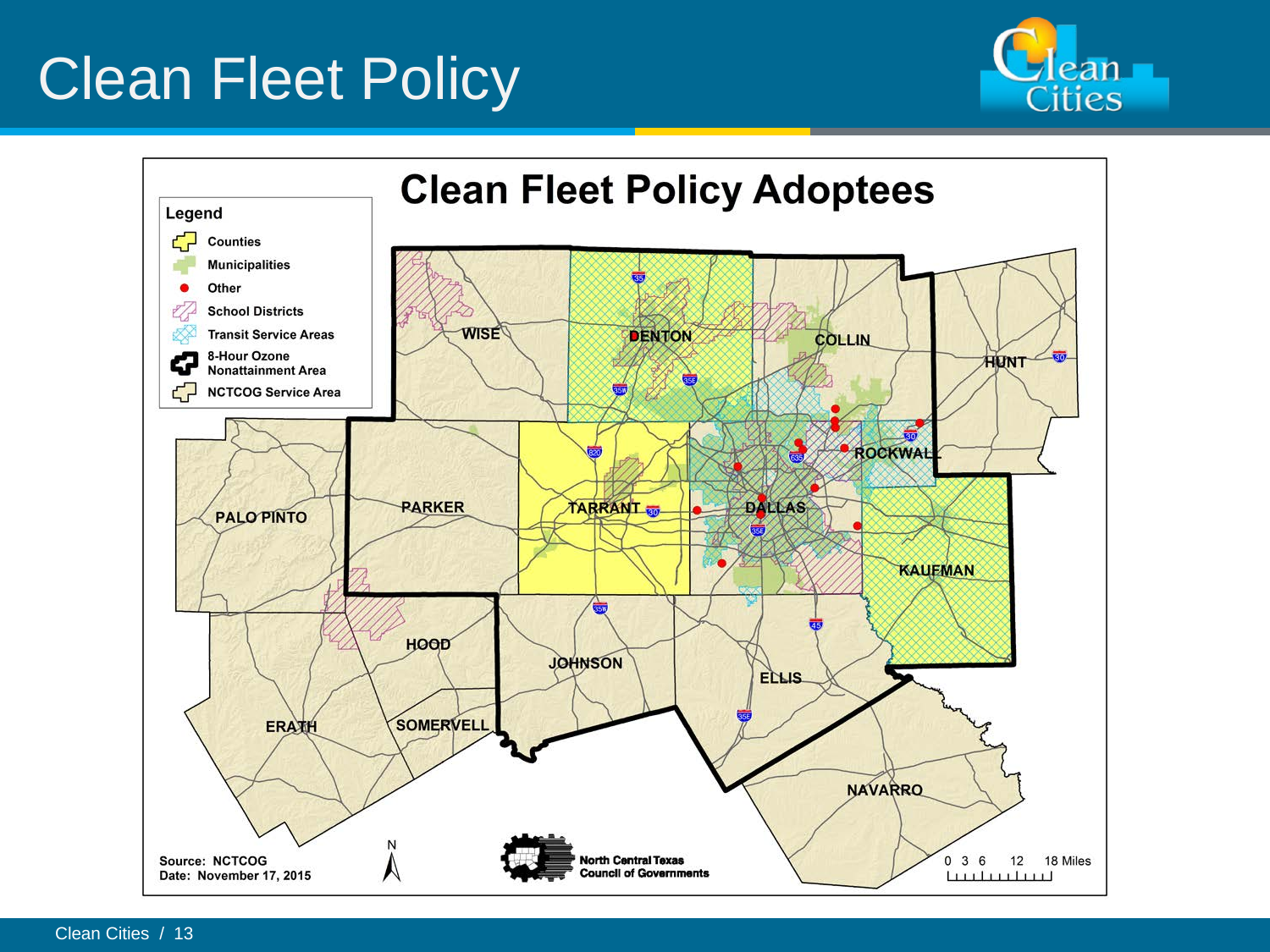# Clean Fleet Policy

## Clean Fleet Policy Adoptees

**Legend**

- Counties
- Municipalities
- Other
- School Districts
- Transit Service Areas
- 8-Hour Ozone Nonattainment Area
- NCTCOG Service Area

WISE, DENTON, COLLIN, HUNT, PARKER, TARRANT, DALLAS, ROCKWALL, PALO PINTO, KAUFMAN, HOOD, JOHNSON, ELLIS, ERATH, SOMERVELL, NAVARRO

Source: NCTCOG
Date: November 17, 2015

North Central Texas Council of Governments

0 3 6 12 18 Miles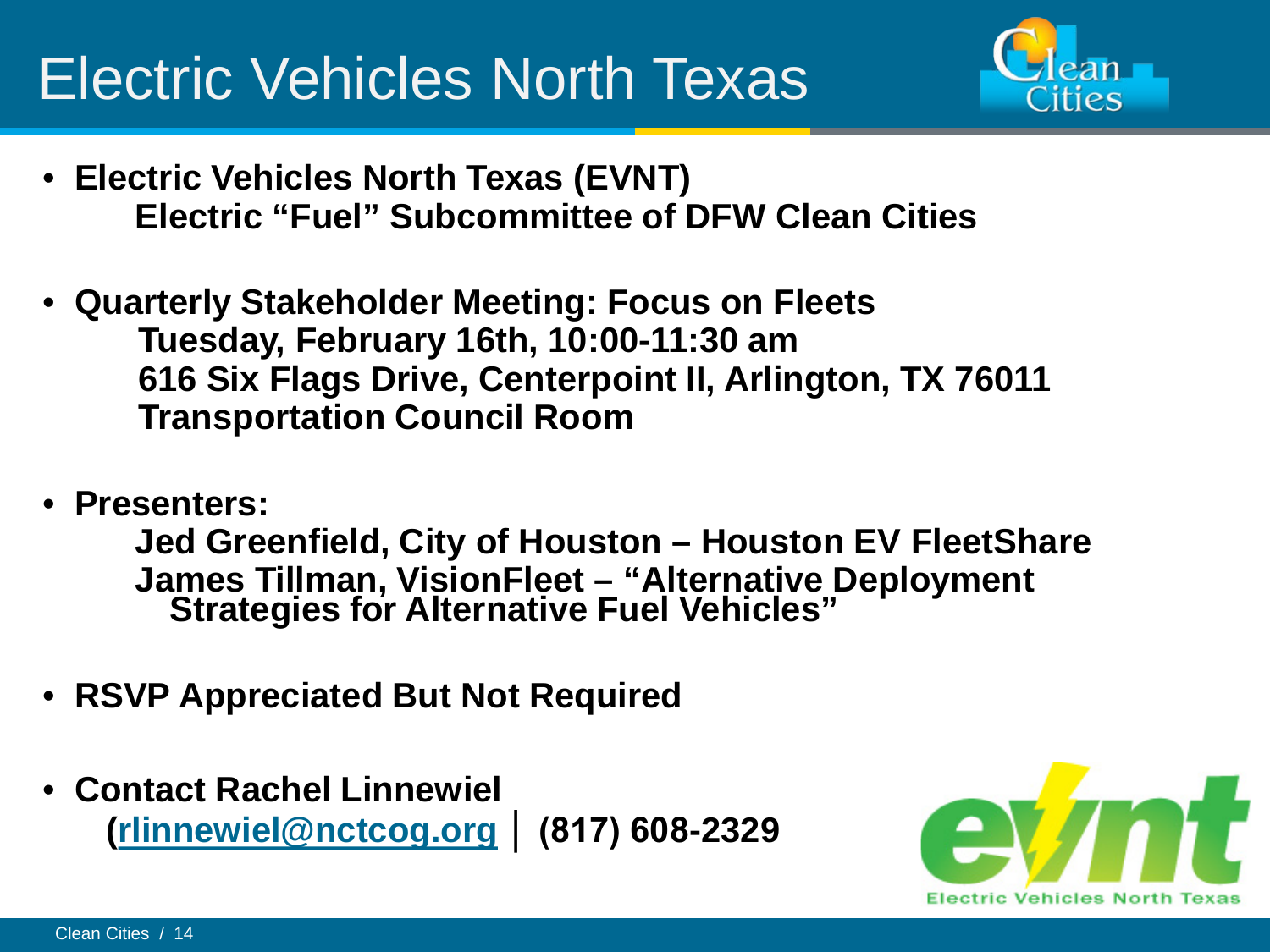# Electric Vehicles North Texas

- **Electric Vehicles North Texas (EVNT)**
  **Electric "Fuel" Subcommittee of DFW Clean Cities**

- **Quarterly Stakeholder Meeting: Focus on Fleets**
  **Tuesday, February 16th, 10:00-11:30 am**
  **616 Six Flags Drive, Centerpoint II, Arlington, TX 76011**
  **Transportation Council Room**

- **Presenters:**
  **Jed Greenfield, City of Houston – Houston EV FleetShare**
  **James Tillman, VisionFleet – "Alternative Deployment Strategies for Alternative Fuel Vehicles"**

- **RSVP Appreciated But Not Required**

- **Contact Rachel Linnewiel**
  **(rlinnewiel@nctcog.org | (817) 608-2329**

Electric Vehicles North Texas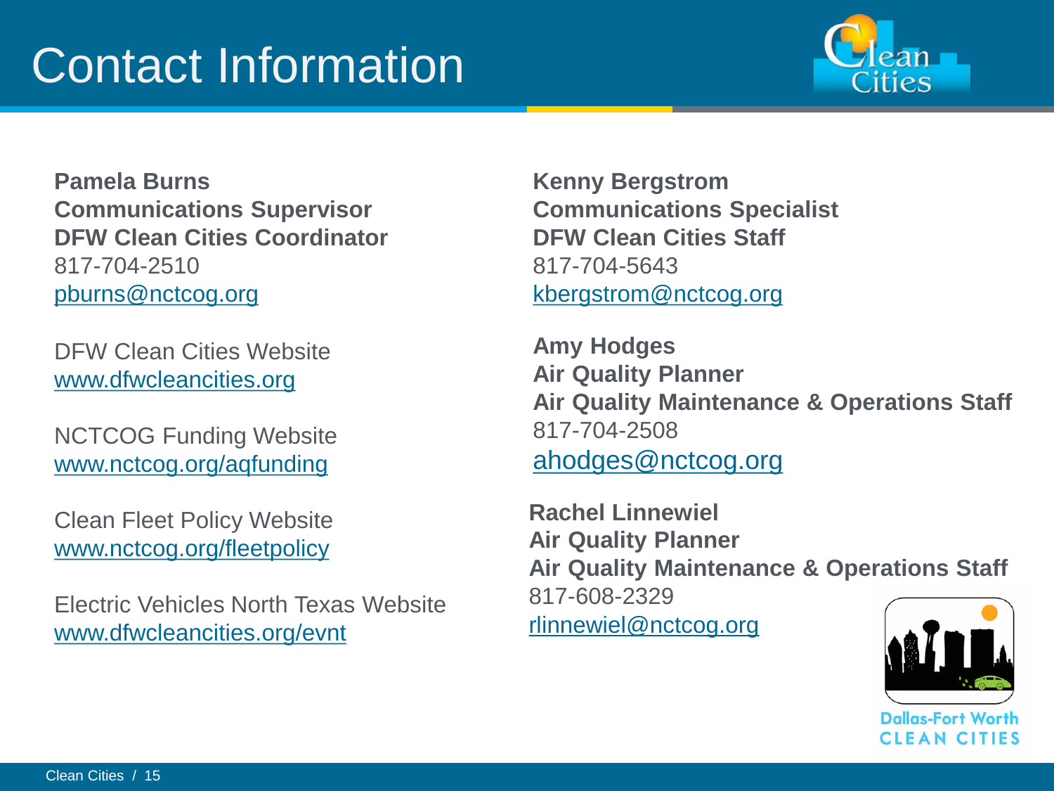# Contact Information

**Pamela Burns**
**Communications Supervisor**
**DFW Clean Cities Coordinator**
817-704-2510
pburns@nctcog.org

DFW Clean Cities Website
www.dfwcleancities.org

NCTCOG Funding Website
www.nctcog.org/aqfunding

Clean Fleet Policy Website
www.nctcog.org/fleetpolicy

Electric Vehicles North Texas Website
www.dfwcleancities.org/evnt

**Kenny Bergstrom**
**Communications Specialist**
**DFW Clean Cities Staff**
817-704-5643
kbergstrom@nctcog.org

**Amy Hodges**
**Air Quality Planner**
**Air Quality Maintenance & Operations Staff**
817-704-2508
ahodges@nctcog.org

**Rachel Linnewiel**
**Air Quality Planner**
**Air Quality Maintenance & Operations Staff**
817-608-2329
rlinnewiel@nctcog.org

Dallas-Fort Worth
CLEAN CITIES